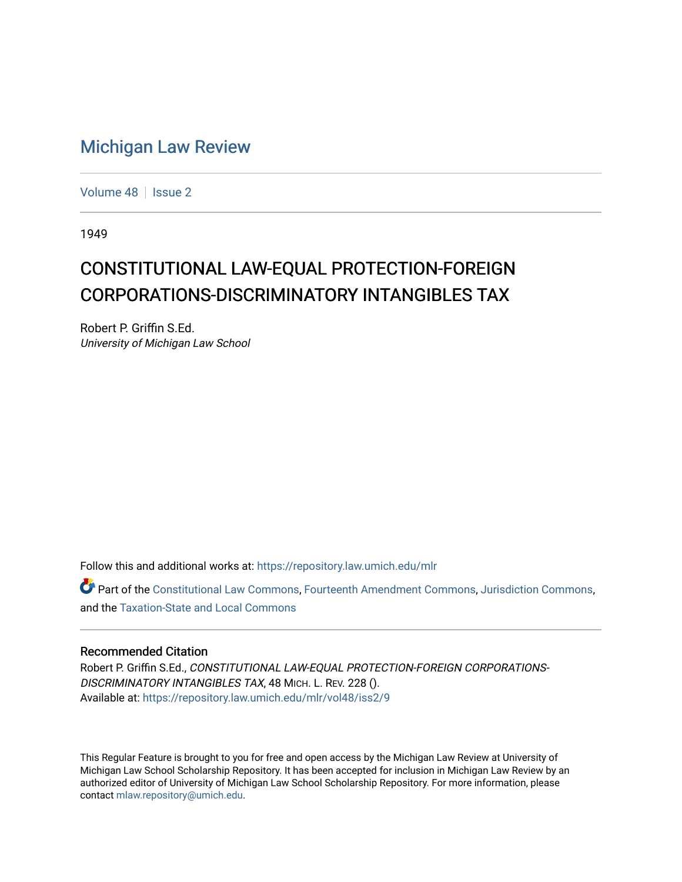# Michigan Law Review

Volume 48 | Issue 2

1949

## CONSTITUTIONAL LAW-EQUAL PROTECTION-FOREIGN CORPORATIONS-DISCRIMINATORY INTANGIBLES TAX

Robert P. Griffin S.Ed.
*University of Michigan Law School*

Follow this and additional works at: https://repository.law.umich.edu/mlr

Part of the Constitutional Law Commons, Fourteenth Amendment Commons, Jurisdiction Commons, and the Taxation-State and Local Commons

### Recommended Citation

Robert P. Griffin S.Ed., *CONSTITUTIONAL LAW-EQUAL PROTECTION-FOREIGN CORPORATIONS-DISCRIMINATORY INTANGIBLES TAX*, 48 MICH. L. REV. 228 ().
Available at: https://repository.law.umich.edu/mlr/vol48/iss2/9

This Regular Feature is brought to you for free and open access by the Michigan Law Review at University of Michigan Law School Scholarship Repository. It has been accepted for inclusion in Michigan Law Review by an authorized editor of University of Michigan Law School Scholarship Repository. For more information, please contact mlaw.repository@umich.edu.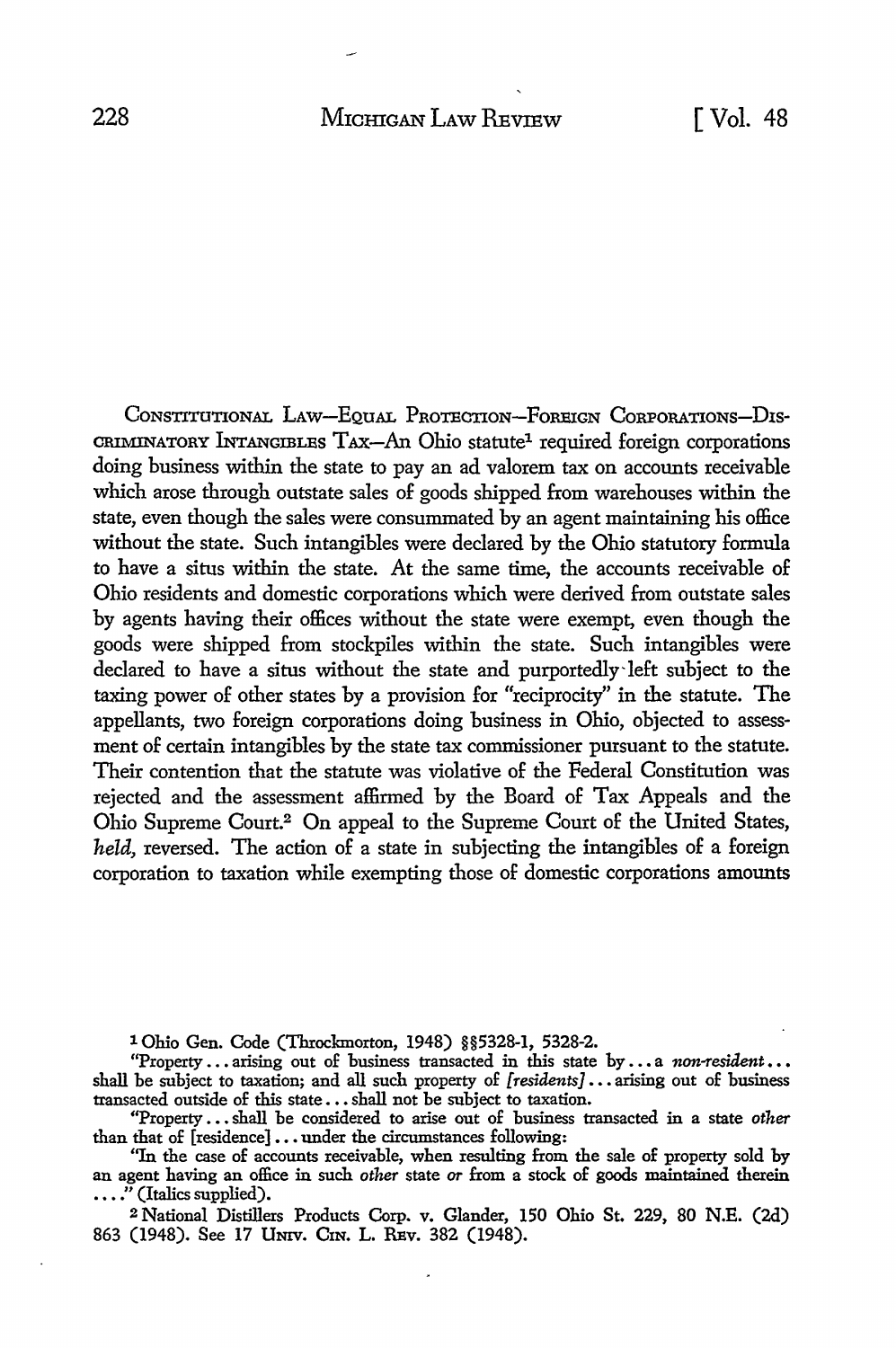CONSTITUTIONAL LAW—EQUAL PROTECTION—FOREIGN CORPORATIONS—DISCRIMINATORY INTANGIBLES TAX—An Ohio statute[1] required foreign corporations doing business within the state to pay an ad valorem tax on accounts receivable which arose through outstate sales of goods shipped from warehouses within the state, even though the sales were consummated by an agent maintaining his office without the state. Such intangibles were declared by the Ohio statutory formula to have a situs within the state. At the same time, the accounts receivable of Ohio residents and domestic corporations which were derived from outstate sales by agents having their offices without the state were exempt, even though the goods were shipped from stockpiles within the state. Such intangibles were declared to have a situs without the state and purportedly left subject to the taxing power of other states by a provision for "reciprocity" in the statute. The appellants, two foreign corporations doing business in Ohio, objected to assessment of certain intangibles by the state tax commissioner pursuant to the statute. Their contention that the statute was violative of the Federal Constitution was rejected and the assessment affirmed by the Board of Tax Appeals and the Ohio Supreme Court.[2] On appeal to the Supreme Court of the United States, *held,* reversed. The action of a state in subjecting the intangibles of a foreign corporation to taxation while exempting those of domestic corporations amounts

---

[1] Ohio Gen. Code (Throckmorton, 1948) §§5328-1, 5328-2.

"Property . . . arising out of business transacted in this state by . . . a *non-resident* . . . shall be subject to taxation; and all such property of *[residents]* . . . arising out of business transacted outside of this state . . . shall not be subject to taxation.

"Property . . . shall be considered to arise out of business transacted in a state *other* than that of [residence] . . . under the circumstances following:

"In the case of accounts receivable, when resulting from the sale of property sold by an agent having an office in such *other* state *or* from a stock of goods maintained therein . . . ." (Italics supplied).

[2] National Distillers Products Corp. v. Glander, 150 Ohio St. 229, 80 N.E. (2d) 863 (1948). See 17 UNIV. CIN. L. REV. 382 (1948).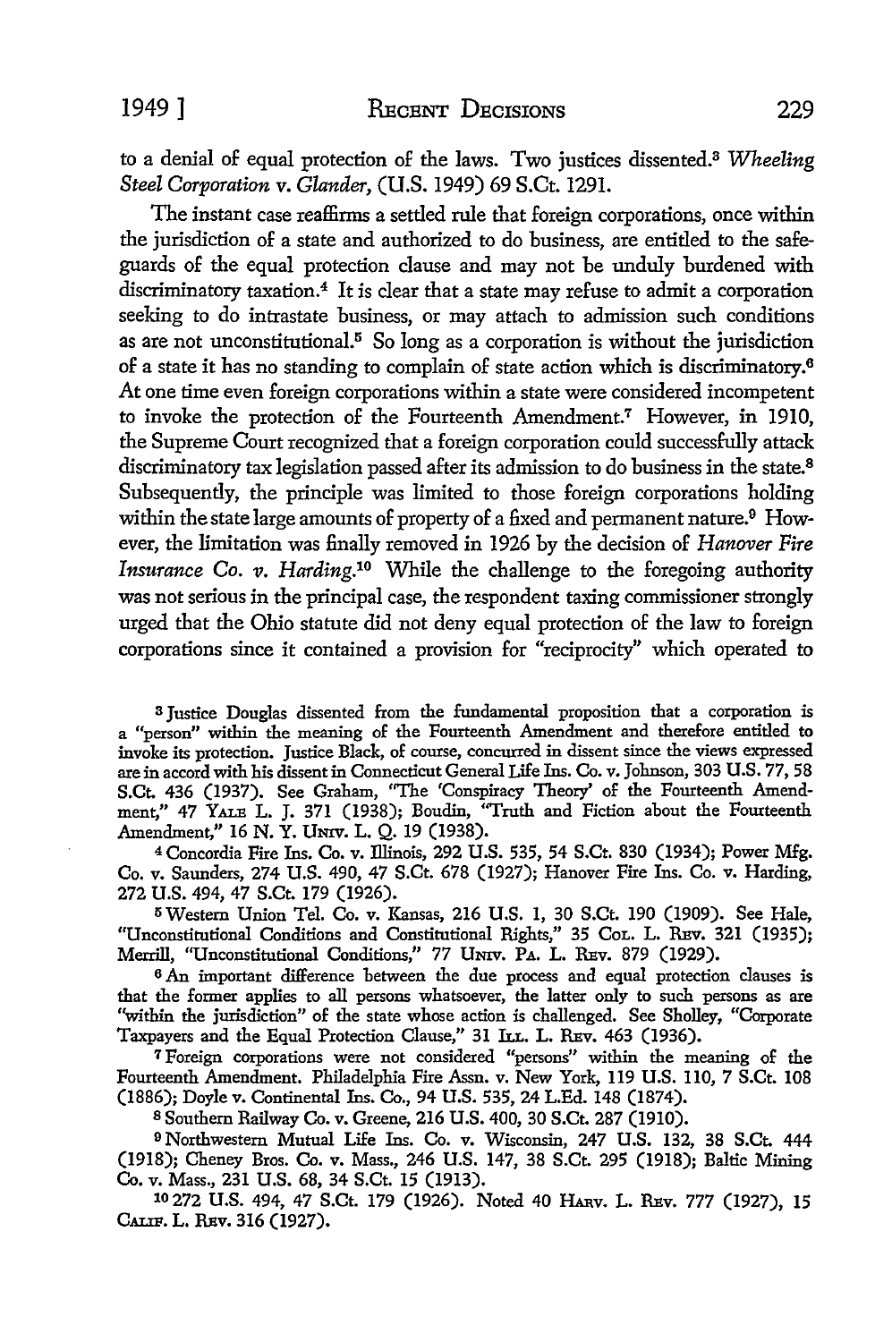to a denial of equal protection of the laws. Two justices dissented.[3] *Wheeling Steel Corporation v. Glander*, (U.S. 1949) 69 S.Ct. 1291.

The instant case reaffirms a settled rule that foreign corporations, once within the jurisdiction of a state and authorized to do business, are entitled to the safeguards of the equal protection clause and may not be unduly burdened with discriminatory taxation.[4] It is clear that a state may refuse to admit a corporation seeking to do intrastate business, or may attach to admission such conditions as are not unconstitutional.[5] So long as a corporation is without the jurisdiction of a state it has no standing to complain of state action which is discriminatory.[6] At one time even foreign corporations within a state were considered incompetent to invoke the protection of the Fourteenth Amendment.[7] However, in 1910, the Supreme Court recognized that a foreign corporation could successfully attack discriminatory tax legislation passed after its admission to do business in the state.[8] Subsequently, the principle was limited to those foreign corporations holding within the state large amounts of property of a fixed and permanent nature.[9] However, the limitation was finally removed in 1926 by the decision of *Hanover Fire Insurance Co. v. Harding*.[10] While the challenge to the foregoing authority was not serious in the principal case, the respondent taxing commissioner strongly urged that the Ohio statute did not deny equal protection of the law to foreign corporations since it contained a provision for "reciprocity" which operated to

[3] Justice Douglas dissented from the fundamental proposition that a corporation is a "person" within the meaning of the Fourteenth Amendment and therefore entitled to invoke its protection. Justice Black, of course, concurred in dissent since the views expressed are in accord with his dissent in Connecticut General Life Ins. Co. v. Johnson, 303 U.S. 77, 58 S.Ct. 436 (1937). See Graham, "The 'Conspiracy Theory' of the Fourteenth Amendment," 47 YALE L. J. 371 (1938); Boudin, "Truth and Fiction about the Fourteenth Amendment," 16 N. Y. UNIV. L. Q. 19 (1938).

[4] Concordia Fire Ins. Co. v. Illinois, 292 U.S. 535, 54 S.Ct. 830 (1934); Power Mfg. Co. v. Saunders, 274 U.S. 490, 47 S.Ct. 678 (1927); Hanover Fire Ins. Co. v. Harding, 272 U.S. 494, 47 S.Ct. 179 (1926).

[5] Western Union Tel. Co. v. Kansas, 216 U.S. 1, 30 S.Ct. 190 (1909). See Hale, "Unconstitutional Conditions and Constitutional Rights," 35 COL. L. REV. 321 (1935); Merrill, "Unconstitutional Conditions," 77 UNIV. PA. L. REV. 879 (1929).

[6] An important difference between the due process and equal protection clauses is that the former applies to all persons whatsoever, the latter only to such persons as are "within the jurisdiction" of the state whose action is challenged. See Sholley, "Corporate Taxpayers and the Equal Protection Clause," 31 ILL. L. REV. 463 (1936).

[7] Foreign corporations were not considered "persons" within the meaning of the Fourteenth Amendment. Philadelphia Fire Assn. v. New York, 119 U.S. 110, 7 S.Ct. 108 (1886); Doyle v. Continental Ins. Co., 94 U.S. 535, 24 L.Ed. 148 (1874).

[8] Southern Railway Co. v. Greene, 216 U.S. 400, 30 S.Ct. 287 (1910).

[9] Northwestern Mutual Life Ins. Co. v. Wisconsin, 247 U.S. 132, 38 S.Ct. 444 (1918); Cheney Bros. Co. v. Mass., 246 U.S. 147, 38 S.Ct. 295 (1918); Baltic Mining Co. v. Mass., 231 U.S. 68, 34 S.Ct. 15 (1913).

[10] 272 U.S. 494, 47 S.Ct. 179 (1926). Noted 40 HARV. L. REV. 777 (1927), 15 CALIF. L. REV. 316 (1927).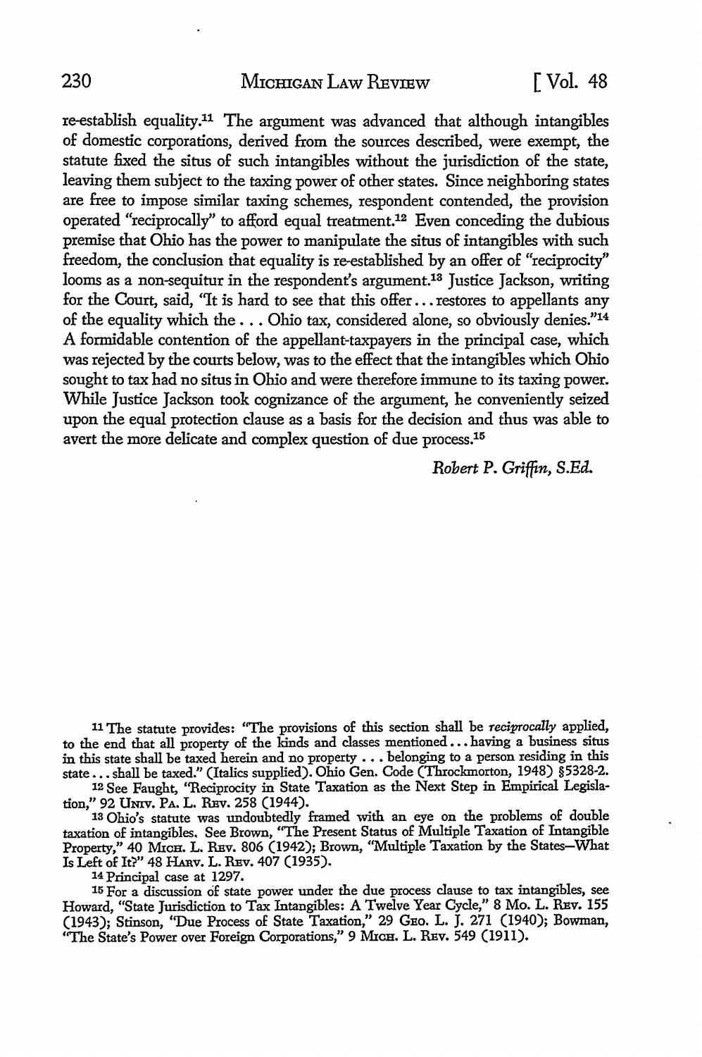re-establish equality.[11] The argument was advanced that although intangibles of domestic corporations, derived from the sources described, were exempt, the statute fixed the situs of such intangibles without the jurisdiction of the state, leaving them subject to the taxing power of other states. Since neighboring states are free to impose similar taxing schemes, respondent contended, the provision operated "reciprocally" to afford equal treatment.[12] Even conceding the dubious premise that Ohio has the power to manipulate the situs of intangibles with such freedom, the conclusion that equality is re-established by an offer of "reciprocity" looms as a non-sequitur in the respondent's argument.[13] Justice Jackson, writing for the Court, said, "It is hard to see that this offer . . . restores to appellants any of the equality which the . . . Ohio tax, considered alone, so obviously denies."[14] A formidable contention of the appellant-taxpayers in the principal case, which was rejected by the courts below, was to the effect that the intangibles which Ohio sought to tax had no situs in Ohio and were therefore immune to its taxing power. While Justice Jackson took cognizance of the argument, he conveniently seized upon the equal protection clause as a basis for the decision and thus was able to avert the more delicate and complex question of due process.[15]

*Robert P. Griffin, S.Ed.*

---

[11] The statute provides: "The provisions of this section shall be *reciprocally* applied, to the end that all property of the kinds and classes mentioned . . . having a business situs in this state shall be taxed herein and no property . . . belonging to a person residing in this state . . . shall be taxed." (Italics supplied). Ohio Gen. Code (Throckmorton, 1948) §5328-2.

[12] See Faught, "Reciprocity in State Taxation as the Next Step in Empirical Legislation," 92 Univ. Pa. L. Rev. 258 (1944).

[13] Ohio's statute was undoubtedly framed with an eye on the problems of double taxation of intangibles. See Brown, "The Present Status of Multiple Taxation of Intangible Property," 40 Mich. L. Rev. 806 (1942); Brown, "Multiple Taxation by the States—What Is Left of It?" 48 Harv. L. Rev. 407 (1935).

[14] Principal case at 1297.

[15] For a discussion of state power under the due process clause to tax intangibles, see Howard, "State Jurisdiction to Tax Intangibles: A Twelve Year Cycle," 8 Mo. L. Rev. 155 (1943); Stinson, "Due Process of State Taxation," 29 Geo. L. J. 271 (1940); Bowman, "The State's Power over Foreign Corporations," 9 Mich. L. Rev. 549 (1911).